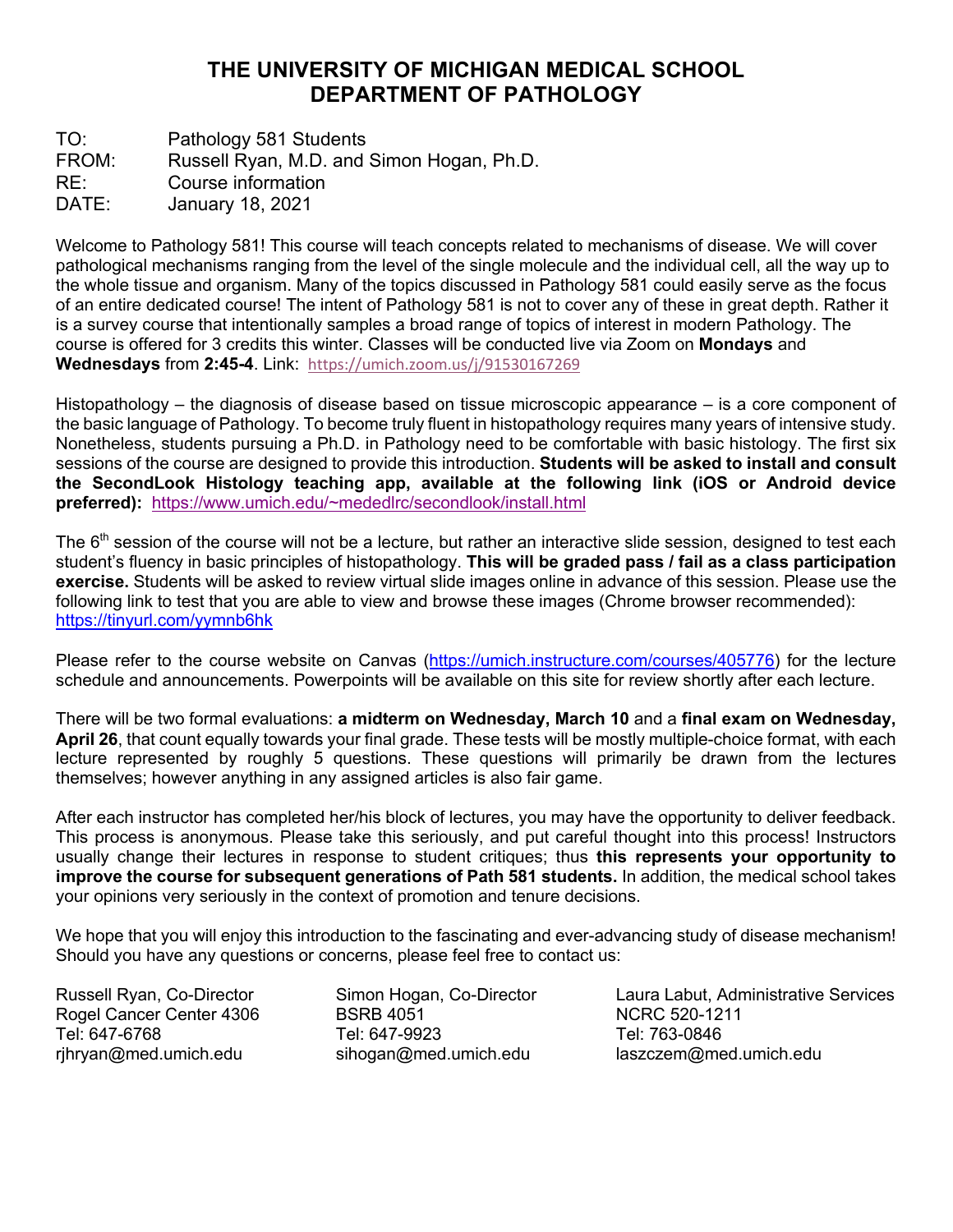# THE UNIVERSITY OF MICHIGAN MEDICAL SCHOOL
# DEPARTMENT OF PATHOLOGY

TO: Pathology 581 Students
FROM: Russell Ryan, M.D. and Simon Hogan, Ph.D.
RE: Course information
DATE: January 18, 2021

Welcome to Pathology 581! This course will teach concepts related to mechanisms of disease. We will cover pathological mechanisms ranging from the level of the single molecule and the individual cell, all the way up to the whole tissue and organism. Many of the topics discussed in Pathology 581 could easily serve as the focus of an entire dedicated course! The intent of Pathology 581 is not to cover any of these in great depth. Rather it is a survey course that intentionally samples a broad range of topics of interest in modern Pathology. The course is offered for 3 credits this winter. Classes will be conducted live via Zoom on **Mondays** and **Wednesdays** from **2:45-4**. Link: https://umich.zoom.us/j/91530167269

Histopathology – the diagnosis of disease based on tissue microscopic appearance – is a core component of the basic language of Pathology. To become truly fluent in histopathology requires many years of intensive study. Nonetheless, students pursuing a Ph.D. in Pathology need to be comfortable with basic histology. The first six sessions of the course are designed to provide this introduction. **Students will be asked to install and consult the SecondLook Histology teaching app, available at the following link (iOS or Android device preferred):** https://www.umich.edu/~mededlrc/secondlook/install.html

The 6th session of the course will not be a lecture, but rather an interactive slide session, designed to test each student's fluency in basic principles of histopathology. **This will be graded pass / fail as a class participation exercise.** Students will be asked to review virtual slide images online in advance of this session. Please use the following link to test that you are able to view and browse these images (Chrome browser recommended): https://tinyurl.com/yymnb6hk

Please refer to the course website on Canvas (https://umich.instructure.com/courses/405776) for the lecture schedule and announcements. Powerpoints will be available on this site for review shortly after each lecture.

There will be two formal evaluations: **a midterm on Wednesday, March 10** and a **final exam on Wednesday, April 26**, that count equally towards your final grade. These tests will be mostly multiple-choice format, with each lecture represented by roughly 5 questions. These questions will primarily be drawn from the lectures themselves; however anything in any assigned articles is also fair game.

After each instructor has completed her/his block of lectures, you may have the opportunity to deliver feedback. This process is anonymous. Please take this seriously, and put careful thought into this process! Instructors usually change their lectures in response to student critiques; thus **this represents your opportunity to improve the course for subsequent generations of Path 581 students.** In addition, the medical school takes your opinions very seriously in the context of promotion and tenure decisions.

We hope that you will enjoy this introduction to the fascinating and ever-advancing study of disease mechanism! Should you have any questions or concerns, please feel free to contact us:

Russell Ryan, Co-Director
Rogel Cancer Center 4306
Tel: 647-6768
rjhryan@med.umich.edu

Simon Hogan, Co-Director
BSRB 4051
Tel: 647-9923
sihogan@med.umich.edu

Laura Labut, Administrative Services
NCRC 520-1211
Tel: 763-0846
laszczem@med.umich.edu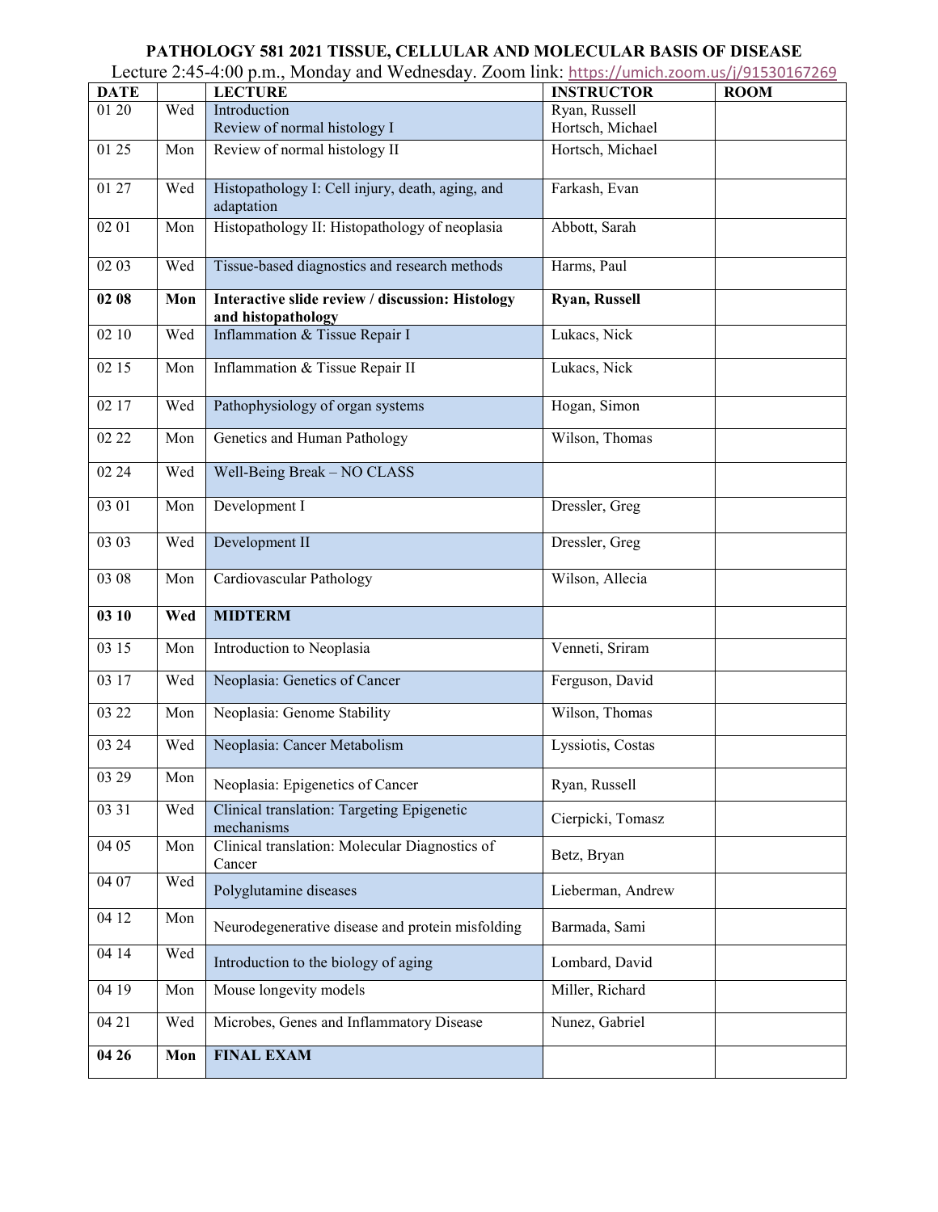**PATHOLOGY 581 2021 TISSUE, CELLULAR AND MOLECULAR BASIS OF DISEASE**

Lecture 2:45-4:00 p.m., Monday and Wednesday. Zoom link: https://umich.zoom.us/j/91530167269

| DATE | | LECTURE | INSTRUCTOR | ROOM |
|---|---|---|---|---|
| 01 20 | Wed | Introduction<br>Review of normal histology I | Ryan, Russell<br>Hortsch, Michael | |
| 01 25 | Mon | Review of normal histology II | Hortsch, Michael | |
| 01 27 | Wed | Histopathology I: Cell injury, death, aging, and adaptation | Farkash, Evan | |
| 02 01 | Mon | Histopathology II: Histopathology of neoplasia | Abbott, Sarah | |
| 02 03 | Wed | Tissue-based diagnostics and research methods | Harms, Paul | |
| **02 08** | **Mon** | **Interactive slide review / discussion: Histology and histopathology** | **Ryan, Russell** | |
| 02 10 | Wed | Inflammation & Tissue Repair I | Lukacs, Nick | |
| 02 15 | Mon | Inflammation & Tissue Repair II | Lukacs, Nick | |
| 02 17 | Wed | Pathophysiology of organ systems | Hogan, Simon | |
| 02 22 | Mon | Genetics and Human Pathology | Wilson, Thomas | |
| 02 24 | Wed | Well-Being Break – NO CLASS | | |
| 03 01 | Mon | Development I | Dressler, Greg | |
| 03 03 | Wed | Development II | Dressler, Greg | |
| 03 08 | Mon | Cardiovascular Pathology | Wilson, Allecia | |
| **03 10** | **Wed** | **MIDTERM** | | |
| 03 15 | Mon | Introduction to Neoplasia | Venneti, Sriram | |
| 03 17 | Wed | Neoplasia: Genetics of Cancer | Ferguson, David | |
| 03 22 | Mon | Neoplasia: Genome Stability | Wilson, Thomas | |
| 03 24 | Wed | Neoplasia: Cancer Metabolism | Lyssiotis, Costas | |
| 03 29 | Mon | Neoplasia: Epigenetics of Cancer | Ryan, Russell | |
| 03 31 | Wed | Clinical translation: Targeting Epigenetic mechanisms | Cierpicki, Tomasz | |
| 04 05 | Mon | Clinical translation: Molecular Diagnostics of Cancer | Betz, Bryan | |
| 04 07 | Wed | Polyglutamine diseases | Lieberman, Andrew | |
| 04 12 | Mon | Neurodegenerative disease and protein misfolding | Barmada, Sami | |
| 04 14 | Wed | Introduction to the biology of aging | Lombard, David | |
| 04 19 | Mon | Mouse longevity models | Miller, Richard | |
| 04 21 | Wed | Microbes, Genes and Inflammatory Disease | Nunez, Gabriel | |
| **04 26** | **Mon** | **FINAL EXAM** | | |